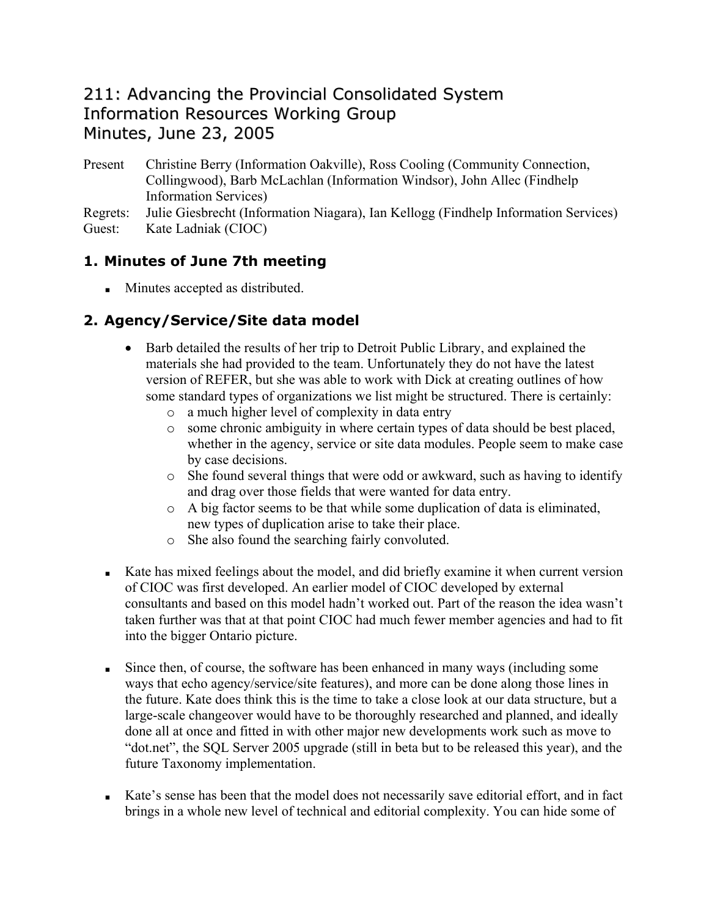# 211: Advancing the Provincial Consolidated System
# Information Resources Working Group
# Minutes, June 23, 2005

Present: Christine Berry (Information Oakville), Ross Cooling (Community Connection, Collingwood), Barb McLachlan (Information Windsor), John Allec (Findhelp Information Services)

Regrets: Julie Giesbrecht (Information Niagara), Ian Kellogg (Findhelp Information Services)

Guest: Kate Ladniak (CIOC)

## 1. Minutes of June 7th meeting

- Minutes accepted as distributed.

## 2. Agency/Service/Site data model

- Barb detailed the results of her trip to Detroit Public Library, and explained the materials she had provided to the team. Unfortunately they do not have the latest version of REFER, but she was able to work with Dick at creating outlines of how some standard types of organizations we list might be structured. There is certainly:
  - a much higher level of complexity in data entry
  - some chronic ambiguity in where certain types of data should be best placed, whether in the agency, service or site data modules. People seem to make case by case decisions.
  - She found several things that were odd or awkward, such as having to identify and drag over those fields that were wanted for data entry.
  - A big factor seems to be that while some duplication of data is eliminated, new types of duplication arise to take their place.
  - She also found the searching fairly convoluted.

- Kate has mixed feelings about the model, and did briefly examine it when current version of CIOC was first developed. An earlier model of CIOC developed by external consultants and based on this model hadn't worked out. Part of the reason the idea wasn't taken further was that at that point CIOC had much fewer member agencies and had to fit into the bigger Ontario picture.

- Since then, of course, the software has been enhanced in many ways (including some ways that echo agency/service/site features), and more can be done along those lines in the future. Kate does think this is the time to take a close look at our data structure, but a large-scale changeover would have to be thoroughly researched and planned, and ideally done all at once and fitted in with other major new developments work such as move to "dot.net", the SQL Server 2005 upgrade (still in beta but to be released this year), and the future Taxonomy implementation.

- Kate's sense has been that the model does not necessarily save editorial effort, and in fact brings in a whole new level of technical and editorial complexity. You can hide some of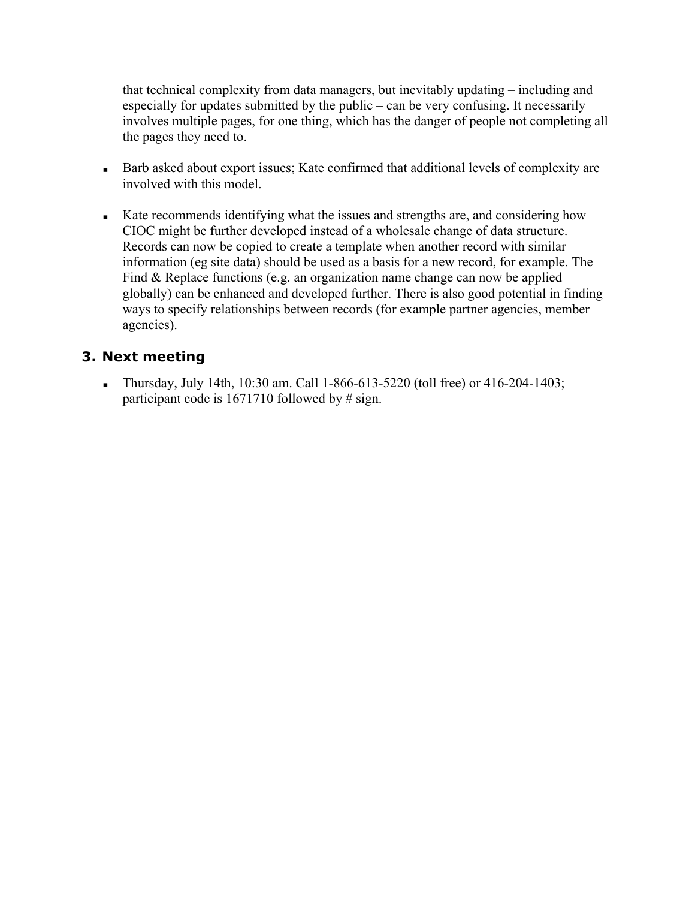that technical complexity from data managers, but inevitably updating – including and especially for updates submitted by the public – can be very confusing. It necessarily involves multiple pages, for one thing, which has the danger of people not completing all the pages they need to.

- Barb asked about export issues; Kate confirmed that additional levels of complexity are involved with this model.
- Kate recommends identifying what the issues and strengths are, and considering how CIOC might be further developed instead of a wholesale change of data structure. Records can now be copied to create a template when another record with similar information (eg site data) should be used as a basis for a new record, for example. The Find & Replace functions (e.g. an organization name change can now be applied globally) can be enhanced and developed further. There is also good potential in finding ways to specify relationships between records (for example partner agencies, member agencies).

## 3. Next meeting

- Thursday, July 14th, 10:30 am. Call 1-866-613-5220 (toll free) or 416-204-1403; participant code is 1671710 followed by # sign.